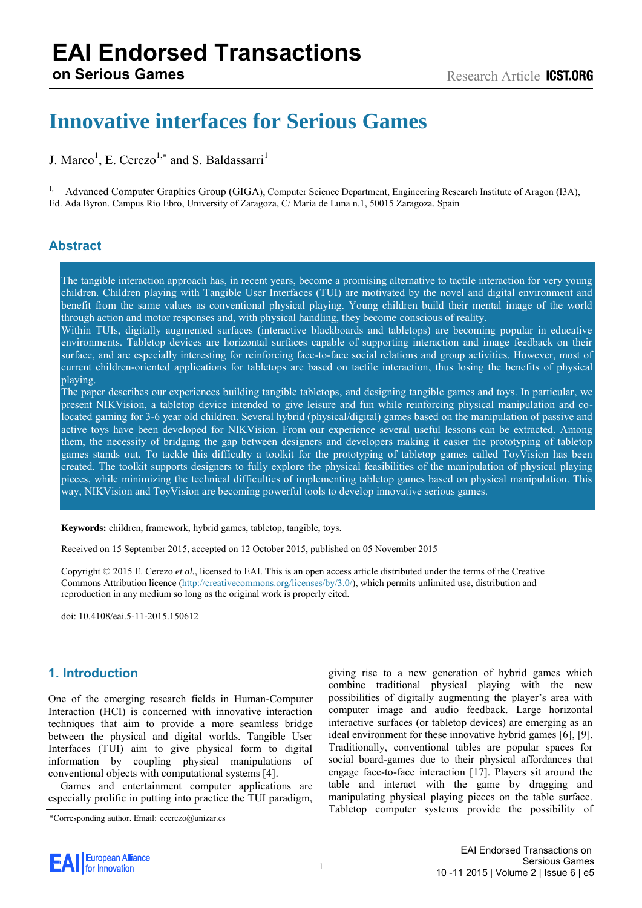# Innovative interfaces for Serious Games

J. Marco[1], E. Cerezo[1,*] and S. Baldassarri[1]

[1] Advanced Computer Graphics Group (GIGA), Computer Science Department, Engineering Research Institute of Aragon (I3A), Ed. Ada Byron. Campus Río Ebro, University of Zaragoza, C/ María de Luna n.1, 50015 Zaragoza. Spain

## Abstract

The tangible interaction approach has, in recent years, become a promising alternative to tactile interaction for very young children. Children playing with Tangible User Interfaces (TUI) are motivated by the novel and digital environment and benefit from the same values as conventional physical playing. Young children build their mental image of the world through action and motor responses and, with physical handling, they become conscious of reality.
Within TUIs, digitally augmented surfaces (interactive blackboards and tabletops) are becoming popular in educative environments. Tabletop devices are horizontal surfaces capable of supporting interaction and image feedback on their surface, and are especially interesting for reinforcing face-to-face social relations and group activities. However, most of current children-oriented applications for tabletops are based on tactile interaction, thus losing the benefits of physical playing.
The paper describes our experiences building tangible tabletops, and designing tangible games and toys. In particular, we present NIKVision, a tabletop device intended to give leisure and fun while reinforcing physical manipulation and co-located gaming for 3-6 year old children. Several hybrid (physical/digital) games based on the manipulation of passive and active toys have been developed for NIKVision. From our experience several useful lessons can be extracted. Among them, the necessity of bridging the gap between designers and developers making it easier the prototyping of tabletop games stands out. To tackle this difficulty a toolkit for the prototyping of tabletop games called ToyVision has been created. The toolkit supports designers to fully explore the physical feasibilities of the manipulation of physical playing pieces, while minimizing the technical difficulties of implementing tabletop games based on physical manipulation. This way, NIKVision and ToyVision are becoming powerful tools to develop innovative serious games.

**Keywords:** children, framework, hybrid games, tabletop, tangible, toys.

Received on 15 September 2015, accepted on 12 October 2015, published on 05 November 2015

Copyright © 2015 E. Cerezo *et al.*, licensed to EAI. This is an open access article distributed under the terms of the Creative Commons Attribution licence (http://creativecommons.org/licenses/by/3.0/), which permits unlimited use, distribution and reproduction in any medium so long as the original work is properly cited.

doi: 10.4108/eai.5-11-2015.150612

## 1. Introduction

One of the emerging research fields in Human-Computer Interaction (HCI) is concerned with innovative interaction techniques that aim to provide a more seamless bridge between the physical and digital worlds. Tangible User Interfaces (TUI) aim to give physical form to digital information by coupling physical manipulations of conventional objects with computational systems [4].

Games and entertainment computer applications are especially prolific in putting into practice the TUI paradigm, giving rise to a new generation of hybrid games which combine traditional physical playing with the new possibilities of digitally augmenting the player's area with computer image and audio feedback. Large horizontal interactive surfaces (or tabletop devices) are emerging as an ideal environment for these innovative hybrid games [6], [9]. Traditionally, conventional tables are popular spaces for social board-games due to their physical affordances that engage face-to-face interaction [17]. Players sit around the table and interact with the game by dragging and manipulating physical playing pieces on the table surface. Tabletop computer systems provide the possibility of

*Corresponding author. Email: ecerezo@unizar.es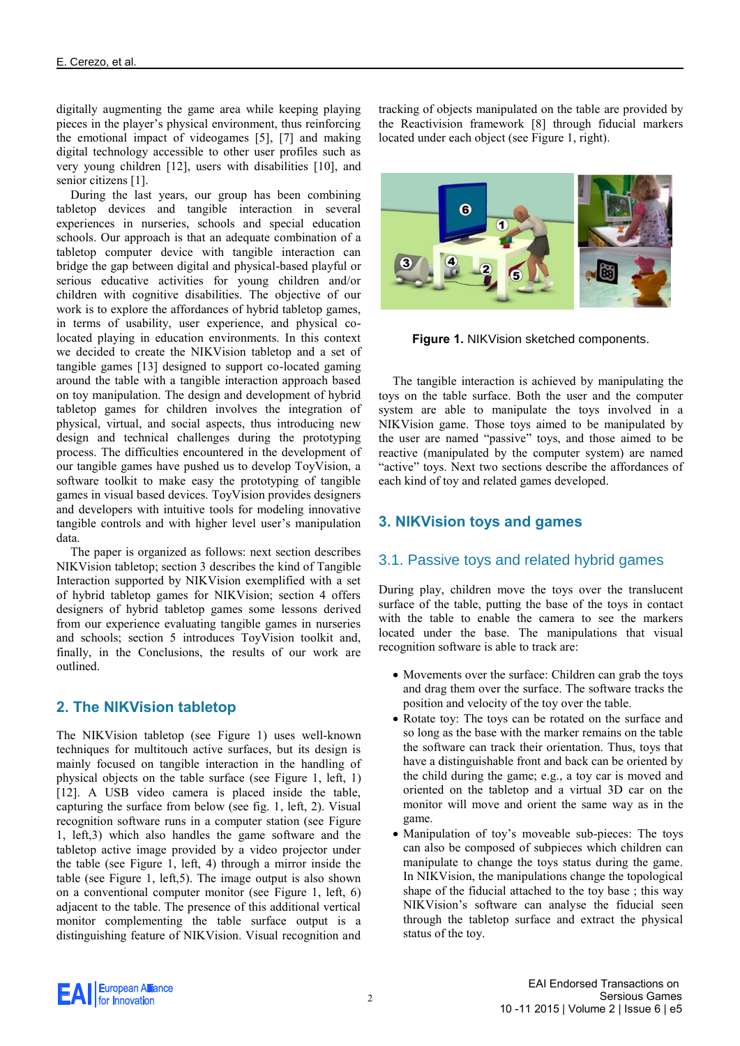digitally augmenting the game area while keeping playing pieces in the player's physical environment, thus reinforcing the emotional impact of videogames [5], [7] and making digital technology accessible to other user profiles such as very young children [12], users with disabilities [10], and senior citizens [1].

During the last years, our group has been combining tabletop devices and tangible interaction in several experiences in nurseries, schools and special education schools. Our approach is that an adequate combination of a tabletop computer device with tangible interaction can bridge the gap between digital and physical-based playful or serious educative activities for young children and/or children with cognitive disabilities. The objective of our work is to explore the affordances of hybrid tabletop games, in terms of usability, user experience, and physical co-located playing in education environments. In this context we decided to create the NIKVision tabletop and a set of tangible games [13] designed to support co-located gaming around the table with a tangible interaction approach based on toy manipulation. The design and development of hybrid tabletop games for children involves the integration of physical, virtual, and social aspects, thus introducing new design and technical challenges during the prototyping process. The difficulties encountered in the development of our tangible games have pushed us to develop ToyVision, a software toolkit to make easy the prototyping of tangible games in visual based devices. ToyVision provides designers and developers with intuitive tools for modeling innovative tangible controls and with higher level user's manipulation data.

The paper is organized as follows: next section describes NIKVision tabletop; section 3 describes the kind of Tangible Interaction supported by NIKVision exemplified with a set of hybrid tabletop games for NIKVision; section 4 offers designers of hybrid tabletop games some lessons derived from our experience evaluating tangible games in nurseries and schools; section 5 introduces ToyVision toolkit and, finally, in the Conclusions, the results of our work are outlined.

## 2. The NIKVision tabletop

The NIKVision tabletop (see Figure 1) uses well-known techniques for multitouch active surfaces, but its design is mainly focused on tangible interaction in the handling of physical objects on the table surface (see Figure 1, left, 1) [12]. A USB video camera is placed inside the table, capturing the surface from below (see fig. 1, left, 2). Visual recognition software runs in a computer station (see Figure 1, left,3) which also handles the game software and the tabletop active image provided by a video projector under the table (see Figure 1, left, 4) through a mirror inside the table (see Figure 1, left,5). The image output is also shown on a conventional computer monitor (see Figure 1, left, 6) adjacent to the table. The presence of this additional vertical monitor complementing the table surface output is a distinguishing feature of NIKVision. Visual recognition and tracking of objects manipulated on the table are provided by the Reactivision framework [8] through fiducial markers located under each object (see Figure 1, right).

**Figure 1.** NIKVision sketched components.

The tangible interaction is achieved by manipulating the toys on the table surface. Both the user and the computer system are able to manipulate the toys involved in a NIKVision game. Those toys aimed to be manipulated by the user are named "passive" toys, and those aimed to be reactive (manipulated by the computer system) are named "active" toys. Next two sections describe the affordances of each kind of toy and related games developed.

## 3. NIKVision toys and games

### 3.1. Passive toys and related hybrid games

During play, children move the toys over the translucent surface of the table, putting the base of the toys in contact with the table to enable the camera to see the markers located under the base. The manipulations that visual recognition software is able to track are:

- Movements over the surface: Children can grab the toys and drag them over the surface. The software tracks the position and velocity of the toy over the table.
- Rotate toy: The toys can be rotated on the surface and so long as the base with the marker remains on the table the software can track their orientation. Thus, toys that have a distinguishable front and back can be oriented by the child during the game; e.g., a toy car is moved and oriented on the tabletop and a virtual 3D car on the monitor will move and orient the same way as in the game.
- Manipulation of toy's moveable sub-pieces: The toys can also be composed of subpieces which children can manipulate to change the toys status during the game. In NIKVision, the manipulations change the topological shape of the fiducial attached to the toy base ; this way NIKVision's software can analyse the fiducial seen through the tabletop surface and extract the physical status of the toy.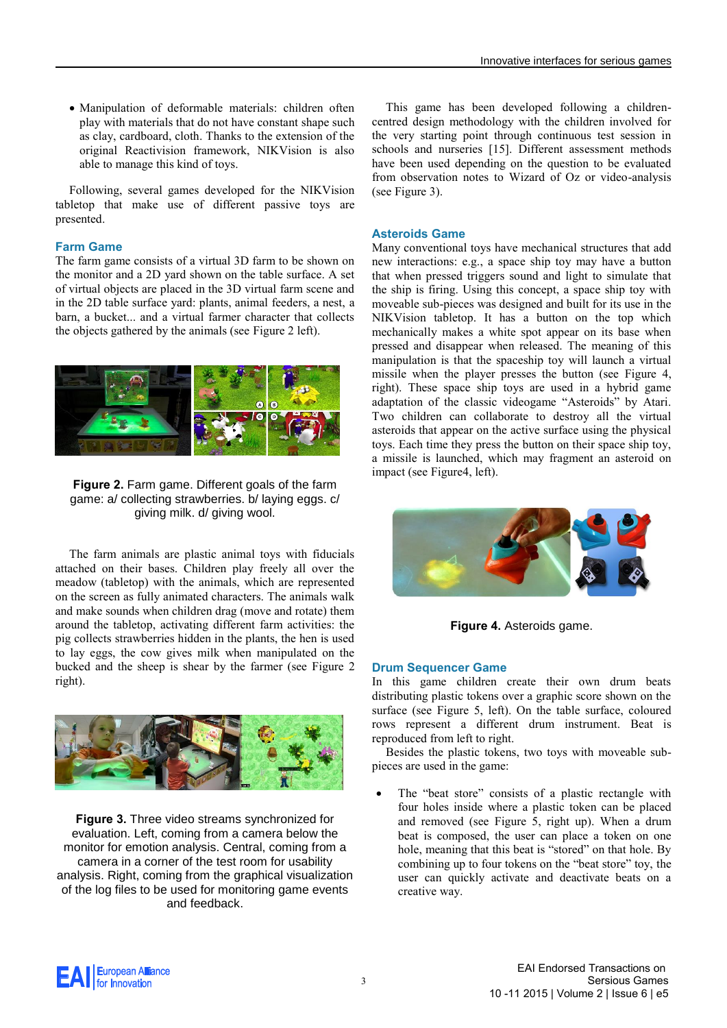- Manipulation of deformable materials: children often play with materials that do not have constant shape such as clay, cardboard, cloth. Thanks to the extension of the original Reactivision framework, NIKVision is also able to manage this kind of toys.

Following, several games developed for the NIKVision tabletop that make use of different passive toys are presented.

### Farm Game

The farm game consists of a virtual 3D farm to be shown on the monitor and a 2D yard shown on the table surface. A set of virtual objects are placed in the 3D virtual farm scene and in the 2D table surface yard: plants, animal feeders, a nest, a barn, a bucket... and a virtual farmer character that collects the objects gathered by the animals (see Figure 2 left).

**Figure 2.** Farm game. Different goals of the farm game: a/ collecting strawberries. b/ laying eggs. c/ giving milk. d/ giving wool.

The farm animals are plastic animal toys with fiducials attached on their bases. Children play freely all over the meadow (tabletop) with the animals, which are represented on the screen as fully animated characters. The animals walk and make sounds when children drag (move and rotate) them around the tabletop, activating different farm activities: the pig collects strawberries hidden in the plants, the hen is used to lay eggs, the cow gives milk when manipulated on the bucked and the sheep is shear by the farmer (see Figure 2 right).

**Figure 3.** Three video streams synchronized for evaluation. Left, coming from a camera below the monitor for emotion analysis. Central, coming from a camera in a corner of the test room for usability analysis. Right, coming from the graphical visualization of the log files to be used for monitoring game events and feedback.

This game has been developed following a children-centred design methodology with the children involved for the very starting point through continuous test session in schools and nurseries [15]. Different assessment methods have been used depending on the question to be evaluated from observation notes to Wizard of Oz or video-analysis (see Figure 3).

### Asteroids Game

Many conventional toys have mechanical structures that add new interactions: e.g., a space ship toy may have a button that when pressed triggers sound and light to simulate that the ship is firing. Using this concept, a space ship toy with moveable sub-pieces was designed and built for its use in the NIKVision tabletop. It has a button on the top which mechanically makes a white spot appear on its base when pressed and disappear when released. The meaning of this manipulation is that the spaceship toy will launch a virtual missile when the player presses the button (see Figure 4, right). These space ship toys are used in a hybrid game adaptation of the classic videogame "Asteroids" by Atari. Two children can collaborate to destroy all the virtual asteroids that appear on the active surface using the physical toys. Each time they press the button on their space ship toy, a missile is launched, which may fragment an asteroid on impact (see Figure4, left).

**Figure 4.** Asteroids game.

### Drum Sequencer Game

In this game children create their own drum beats distributing plastic tokens over a graphic score shown on the surface (see Figure 5, left). On the table surface, coloured rows represent a different drum instrument. Beat is reproduced from left to right.

Besides the plastic tokens, two toys with moveable sub-pieces are used in the game:

- The "beat store" consists of a plastic rectangle with four holes inside where a plastic token can be placed and removed (see Figure 5, right up). When a drum beat is composed, the user can place a token on one hole, meaning that this beat is "stored" on that hole. By combining up to four tokens on the "beat store" toy, the user can quickly activate and deactivate beats on a creative way.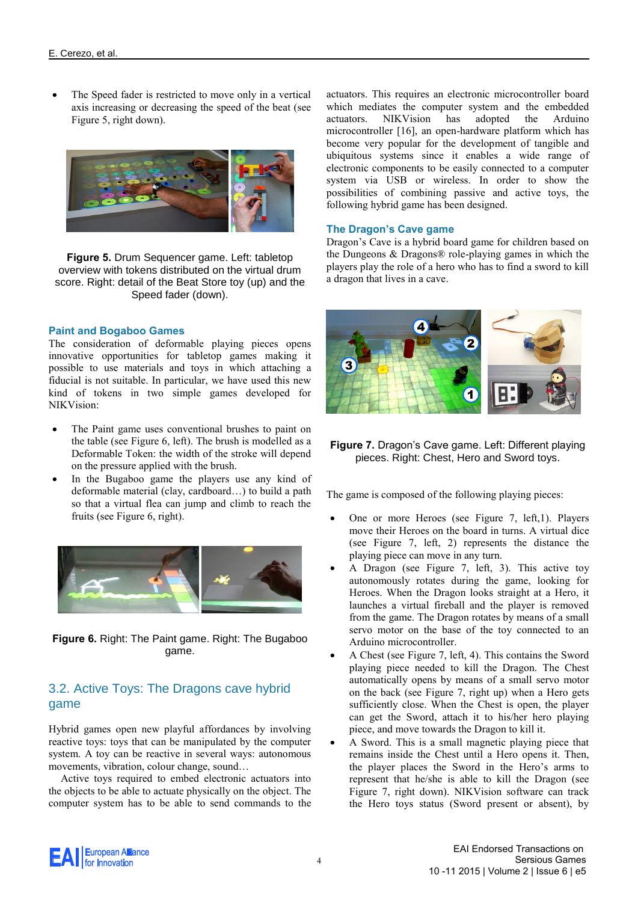- The Speed fader is restricted to move only in a vertical axis increasing or decreasing the speed of the beat (see Figure 5, right down).

**Figure 5.** Drum Sequencer game. Left: tabletop overview with tokens distributed on the virtual drum score. Right: detail of the Beat Store toy (up) and the Speed fader (down).

### Paint and Bogaboo Games

The consideration of deformable playing pieces opens innovative opportunities for tabletop games making it possible to use materials and toys in which attaching a fiducial is not suitable. In particular, we have used this new kind of tokens in two simple games developed for NIKVision:

- The Paint game uses conventional brushes to paint on the table (see Figure 6, left). The brush is modelled as a Deformable Token: the width of the stroke will depend on the pressure applied with the brush.
- In the Bugaboo game the players use any kind of deformable material (clay, cardboard…) to build a path so that a virtual flea can jump and climb to reach the fruits (see Figure 6, right).

**Figure 6.** Right: The Paint game. Right: The Bugaboo game.

## 3.2. Active Toys: The Dragons cave hybrid game

Hybrid games open new playful affordances by involving reactive toys: toys that can be manipulated by the computer system. A toy can be reactive in several ways: autonomous movements, vibration, colour change, sound…

Active toys required to embed electronic actuators into the objects to be able to actuate physically on the object. The computer system has to be able to send commands to the actuators. This requires an electronic microcontroller board which mediates the computer system and the embedded actuators. NIKVision has adopted the Arduino microcontroller [16], an open-hardware platform which has become very popular for the development of tangible and ubiquitous systems since it enables a wide range of electronic components to be easily connected to a computer system via USB or wireless. In order to show the possibilities of combining passive and active toys, the following hybrid game has been designed.

### The Dragon's Cave game

Dragon's Cave is a hybrid board game for children based on the Dungeons & Dragons® role-playing games in which the players play the role of a hero who has to find a sword to kill a dragon that lives in a cave.

**Figure 7.** Dragon's Cave game. Left: Different playing pieces. Right: Chest, Hero and Sword toys.

The game is composed of the following playing pieces:

- One or more Heroes (see Figure 7, left,1). Players move their Heroes on the board in turns. A virtual dice (see Figure 7, left, 2) represents the distance the playing piece can move in any turn.
- A Dragon (see Figure 7, left, 3). This active toy autonomously rotates during the game, looking for Heroes. When the Dragon looks straight at a Hero, it launches a virtual fireball and the player is removed from the game. The Dragon rotates by means of a small servo motor on the base of the toy connected to an Arduino microcontroller.
- A Chest (see Figure 7, left, 4). This contains the Sword playing piece needed to kill the Dragon. The Chest automatically opens by means of a small servo motor on the back (see Figure 7, right up) when a Hero gets sufficiently close. When the Chest is open, the player can get the Sword, attach it to his/her hero playing piece, and move towards the Dragon to kill it.
- A Sword. This is a small magnetic playing piece that remains inside the Chest until a Hero opens it. Then, the player places the Sword in the Hero's arms to represent that he/she is able to kill the Dragon (see Figure 7, right down). NIKVision software can track the Hero toys status (Sword present or absent), by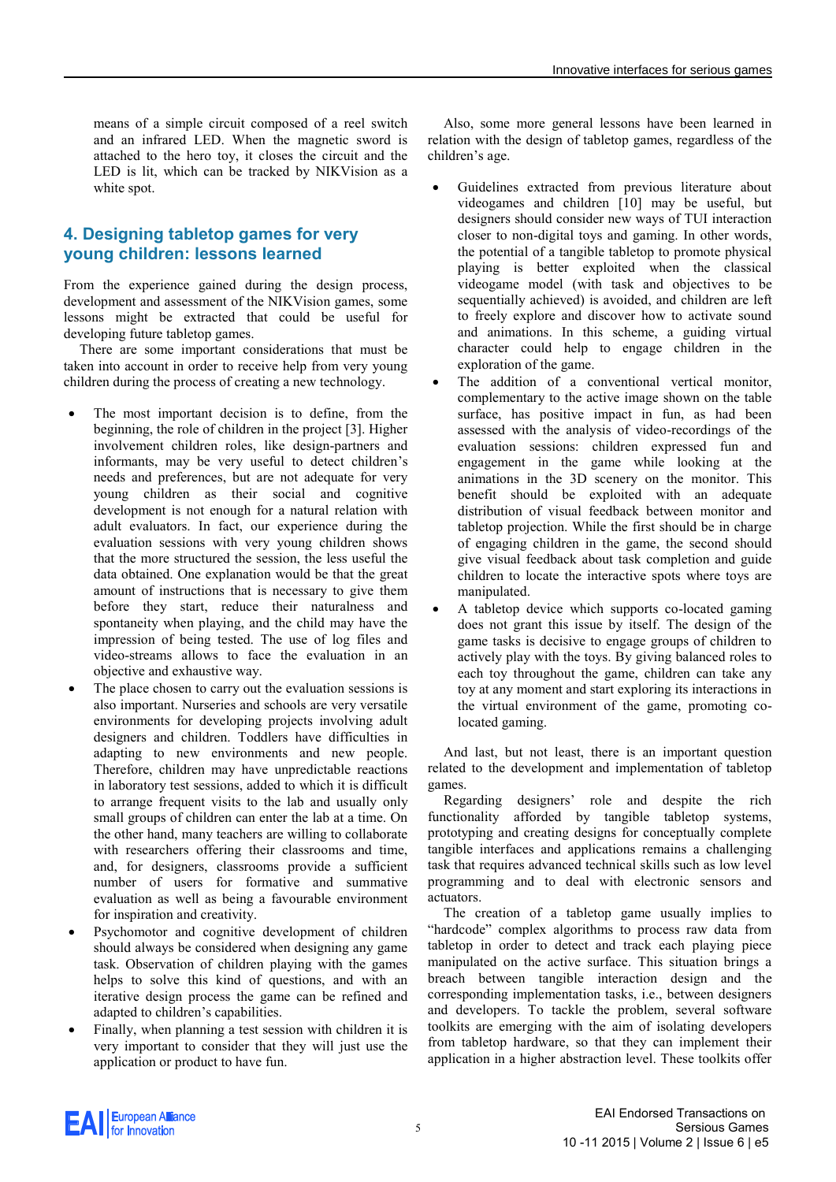means of a simple circuit composed of a reel switch and an infrared LED. When the magnetic sword is attached to the hero toy, it closes the circuit and the LED is lit, which can be tracked by NIKVision as a white spot.

## 4. Designing tabletop games for very young children: lessons learned

From the experience gained during the design process, development and assessment of the NIKVision games, some lessons might be extracted that could be useful for developing future tabletop games.

There are some important considerations that must be taken into account in order to receive help from very young children during the process of creating a new technology.

- The most important decision is to define, from the beginning, the role of children in the project [3]. Higher involvement children roles, like design-partners and informants, may be very useful to detect children's needs and preferences, but are not adequate for very young children as their social and cognitive development is not enough for a natural relation with adult evaluators. In fact, our experience during the evaluation sessions with very young children shows that the more structured the session, the less useful the data obtained. One explanation would be that the great amount of instructions that is necessary to give them before they start, reduce their naturalness and spontaneity when playing, and the child may have the impression of being tested. The use of log files and video-streams allows to face the evaluation in an objective and exhaustive way.
- The place chosen to carry out the evaluation sessions is also important. Nurseries and schools are very versatile environments for developing projects involving adult designers and children. Toddlers have difficulties in adapting to new environments and new people. Therefore, children may have unpredictable reactions in laboratory test sessions, added to which it is difficult to arrange frequent visits to the lab and usually only small groups of children can enter the lab at a time. On the other hand, many teachers are willing to collaborate with researchers offering their classrooms and time, and, for designers, classrooms provide a sufficient number of users for formative and summative evaluation as well as being a favourable environment for inspiration and creativity.
- Psychomotor and cognitive development of children should always be considered when designing any game task. Observation of children playing with the games helps to solve this kind of questions, and with an iterative design process the game can be refined and adapted to children's capabilities.
- Finally, when planning a test session with children it is very important to consider that they will just use the application or product to have fun.

Also, some more general lessons have been learned in relation with the design of tabletop games, regardless of the children's age.

- Guidelines extracted from previous literature about videogames and children [10] may be useful, but designers should consider new ways of TUI interaction closer to non-digital toys and gaming. In other words, the potential of a tangible tabletop to promote physical playing is better exploited when the classical videogame model (with task and objectives to be sequentially achieved) is avoided, and children are left to freely explore and discover how to activate sound and animations. In this scheme, a guiding virtual character could help to engage children in the exploration of the game.
- The addition of a conventional vertical monitor, complementary to the active image shown on the table surface, has positive impact in fun, as had been assessed with the analysis of video-recordings of the evaluation sessions: children expressed fun and engagement in the game while looking at the animations in the 3D scenery on the monitor. This benefit should be exploited with an adequate distribution of visual feedback between monitor and tabletop projection. While the first should be in charge of engaging children in the game, the second should give visual feedback about task completion and guide children to locate the interactive spots where toys are manipulated.
- A tabletop device which supports co-located gaming does not grant this issue by itself. The design of the game tasks is decisive to engage groups of children to actively play with the toys. By giving balanced roles to each toy throughout the game, children can take any toy at any moment and start exploring its interactions in the virtual environment of the game, promoting co-located gaming.

And last, but not least, there is an important question related to the development and implementation of tabletop games.

Regarding designers' role and despite the rich functionality afforded by tangible tabletop systems, prototyping and creating designs for conceptually complete tangible interfaces and applications remains a challenging task that requires advanced technical skills such as low level programming and to deal with electronic sensors and actuators.

The creation of a tabletop game usually implies to "hardcode" complex algorithms to process raw data from tabletop in order to detect and track each playing piece manipulated on the active surface. This situation brings a breach between tangible interaction design and the corresponding implementation tasks, i.e., between designers and developers. To tackle the problem, several software toolkits are emerging with the aim of isolating developers from tabletop hardware, so that they can implement their application in a higher abstraction level. These toolkits offer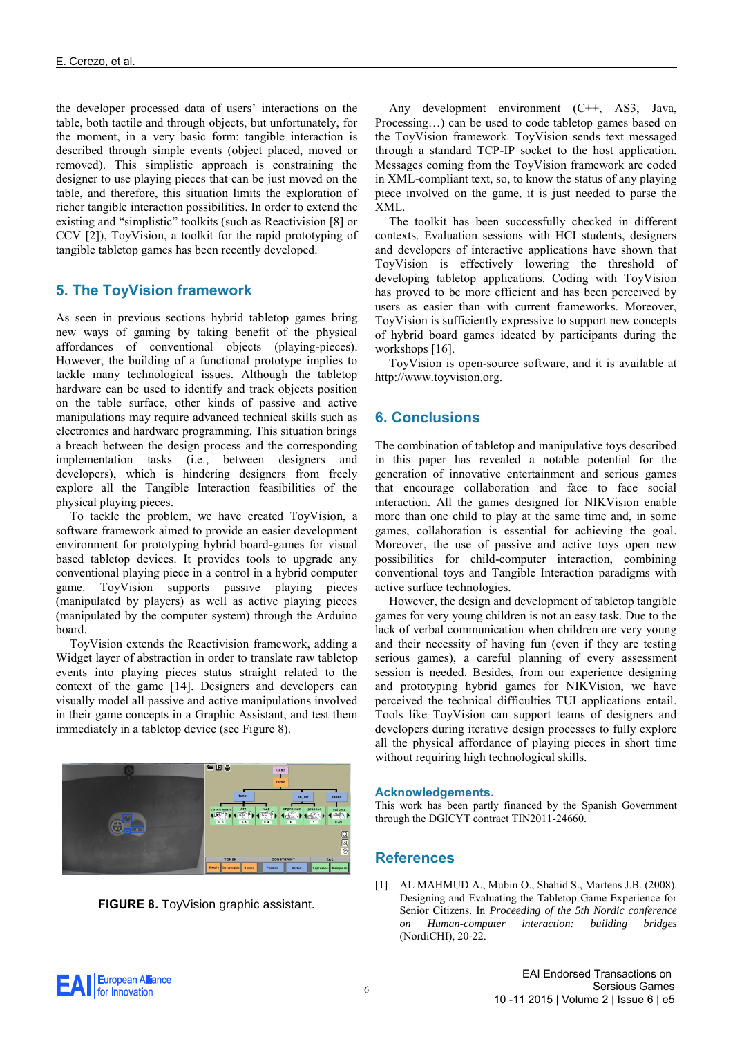the developer processed data of users' interactions on the table, both tactile and through objects, but unfortunately, for the moment, in a very basic form: tangible interaction is described through simple events (object placed, moved or removed). This simplistic approach is constraining the designer to use playing pieces that can be just moved on the table, and therefore, this situation limits the exploration of richer tangible interaction possibilities. In order to extend the existing and "simplistic" toolkits (such as Reactivision [8] or CCV [2]), ToyVision, a toolkit for the rapid prototyping of tangible tabletop games has been recently developed.

## 5. The ToyVision framework

As seen in previous sections hybrid tabletop games bring new ways of gaming by taking benefit of the physical affordances of conventional objects (playing-pieces). However, the building of a functional prototype implies to tackle many technological issues. Although the tabletop hardware can be used to identify and track objects position on the table surface, other kinds of passive and active manipulations may require advanced technical skills such as electronics and hardware programming. This situation brings a breach between the design process and the corresponding implementation tasks (i.e., between designers and developers), which is hindering designers from freely explore all the Tangible Interaction feasibilities of the physical playing pieces.

To tackle the problem, we have created ToyVision, a software framework aimed to provide an easier development environment for prototyping hybrid board-games for visual based tabletop devices. It provides tools to upgrade any conventional playing piece in a control in a hybrid computer game. ToyVision supports passive playing pieces (manipulated by players) as well as active playing pieces (manipulated by the computer system) through the Arduino board.

ToyVision extends the Reactivision framework, adding a Widget layer of abstraction in order to translate raw tabletop events into playing pieces status straight related to the context of the game [14]. Designers and developers can visually model all passive and active manipulations involved in their game concepts in a Graphic Assistant, and test them immediately in a tabletop device (see Figure 8).

**FIGURE 8.** ToyVision graphic assistant.

Any development environment (C++, AS3, Java, Processing…) can be used to code tabletop games based on the ToyVision framework. ToyVision sends text messaged through a standard TCP-IP socket to the host application. Messages coming from the ToyVision framework are coded in XML-compliant text, so, to know the status of any playing piece involved on the game, it is just needed to parse the XML.

The toolkit has been successfully checked in different contexts. Evaluation sessions with HCI students, designers and developers of interactive applications have shown that ToyVision is effectively lowering the threshold of developing tabletop applications. Coding with ToyVision has proved to be more efficient and has been perceived by users as easier than with current frameworks. Moreover, ToyVision is sufficiently expressive to support new concepts of hybrid board games ideated by participants during the workshops [16].

ToyVision is open-source software, and it is available at http://www.toyvision.org.

## 6. Conclusions

The combination of tabletop and manipulative toys described in this paper has revealed a notable potential for the generation of innovative entertainment and serious games that encourage collaboration and face to face social interaction. All the games designed for NIKVision enable more than one child to play at the same time and, in some games, collaboration is essential for achieving the goal. Moreover, the use of passive and active toys open new possibilities for child-computer interaction, combining conventional toys and Tangible Interaction paradigms with active surface technologies.

However, the design and development of tabletop tangible games for very young children is not an easy task. Due to the lack of verbal communication when children are very young and their necessity of having fun (even if they are testing serious games), a careful planning of every assessment session is needed. Besides, from our experience designing and prototyping hybrid games for NIKVision, we have perceived the technical difficulties TUI applications entail. Tools like ToyVision can support teams of designers and developers during iterative design processes to fully explore all the physical affordance of playing pieces in short time without requiring high technological skills.

### Acknowledgements.

This work has been partly financed by the Spanish Government through the DGICYT contract TIN2011-24660.

## References

[1] AL MAHMUD A., Mubin O., Shahid S., Martens J.B. (2008). Designing and Evaluating the Tabletop Game Experience for Senior Citizens. In *Proceeding of the 5th Nordic conference on Human-computer interaction: building bridges* (NordiCHI), 20-22.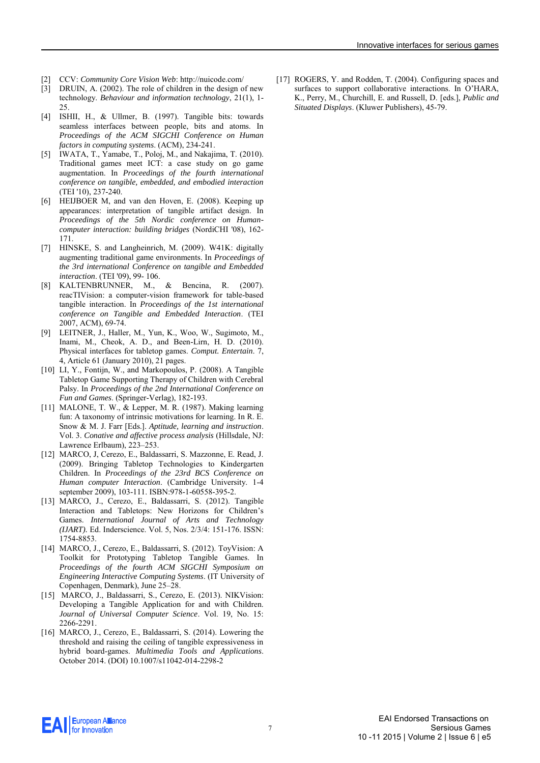[2] CCV: *Community Core Vision Web*: http://nuicode.com/

[3] DRUIN, A. (2002). The role of children in the design of new technology. *Behaviour and information technology*, 21(1), 1-25.

[4] ISHII, H., & Ullmer, B. (1997). Tangible bits: towards seamless interfaces between people, bits and atoms. In *Proceedings of the ACM SIGCHI Conference on Human factors in computing systems*. (ACM), 234-241.

[5] IWATA, T., Yamabe, T., Poloj, M., and Nakajima, T. (2010). Traditional games meet ICT: a case study on go game augmentation. In *Proceedings of the fourth international conference on tangible, embedded, and embodied interaction* (TEI '10), 237-240.

[6] HEIJBOER M, and van den Hoven, E. (2008). Keeping up appearances: interpretation of tangible artifact design. In *Proceedings of the 5th Nordic conference on Human-computer interaction: building bridges* (NordiCHI '08), 162-171.

[7] HINSKE, S. and Langheinrich, M. (2009). W41K: digitally augmenting traditional game environments. In *Proceedings of the 3rd international Conference on tangible and Embedded interaction*. (TEI '09), 99- 106.

[8] KALTENBRUNNER, M., & Bencina, R. (2007). reacTIVision: a computer-vision framework for table-based tangible interaction. In *Proceedings of the 1st international conference on Tangible and Embedded Interaction*. (TEI 2007, ACM), 69-74.

[9] LEITNER, J., Haller, M., Yun, K., Woo, W., Sugimoto, M., Inami, M., Cheok, A. D., and Been-Lirn, H. D. (2010). Physical interfaces for tabletop games. *Comput. Entertain*. 7, 4, Article 61 (January 2010), 21 pages.

[10] LI, Y., Fontijn, W., and Markopoulos, P. (2008). A Tangible Tabletop Game Supporting Therapy of Children with Cerebral Palsy. In *Proceedings of the 2nd International Conference on Fun and Games*. (Springer-Verlag), 182-193.

[11] MALONE, T. W., & Lepper, M. R. (1987). Making learning fun: A taxonomy of intrinsic motivations for learning. In R. E. Snow & M. J. Farr [Eds.]. *Aptitude, learning and instruction*. Vol. 3. *Conative and affective process analysis* (Hillsdale, NJ: Lawrence Erlbaum), 223–253.

[12] MARCO, J, Cerezo, E., Baldassarri, S. Mazzonne, E. Read, J. (2009). Bringing Tabletop Technologies to Kindergarten Children. In *Proceedings of the 23rd BCS Conference on Human computer Interaction*. (Cambridge University. 1-4 september 2009), 103-111. ISBN:978-1-60558-395-2.

[13] MARCO, J., Cerezo, E., Baldassarri, S. (2012). Tangible Interaction and Tabletops: New Horizons for Children's Games. *International Journal of Arts and Technology (IJART)*. Ed. Inderscience. Vol. 5, Nos. 2/3/4: 151-176. ISSN: 1754-8853.

[14] MARCO, J., Cerezo, E., Baldassarri, S. (2012). ToyVision: A Toolkit for Prototyping Tabletop Tangible Games. In *Proceedings of the fourth ACM SIGCHI Symposium on Engineering Interactive Computing Systems*. (IT University of Copenhagen, Denmark), June 25–28.

[15] MARCO, J., Baldassarri, S., Cerezo, E. (2013). NIKVision: Developing a Tangible Application for and with Children. *Journal of Universal Computer Science*. Vol. 19, No. 15: 2266-2291.

[16] MARCO, J., Cerezo, E., Baldassarri, S. (2014). Lowering the threshold and raising the ceiling of tangible expressiveness in hybrid board-games. *Multimedia Tools and Applications*. October 2014. (DOI) 10.1007/s11042-014-2298-2

[17] ROGERS, Y. and Rodden, T. (2004). Configuring spaces and surfaces to support collaborative interactions. In O'HARA, K., Perry, M., Churchill, E. and Russell, D. [eds.], *Public and Situated Displays*. (Kluwer Publishers), 45-79.